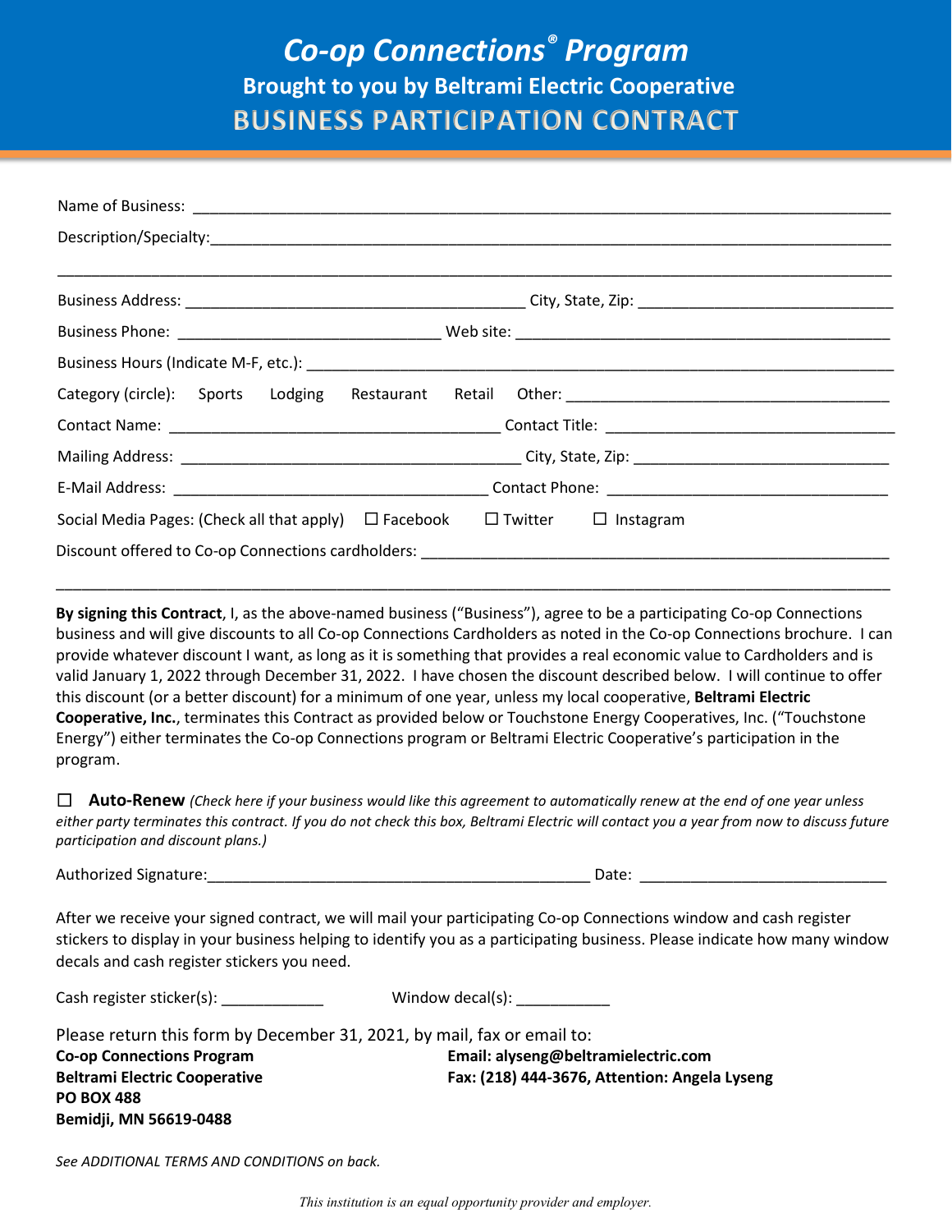# *Co-op Connections® Program*

## Brought to you by Beltrami Electric Cooperative

## BUSINESS PARTICIPATION CONTRACT

Name of Business: ______________________________________________________________________

Description/Specialty: ___________________________________________________________________

______________________________________________________________________________________

Business Address: ________________________________ City, State, Zip: _________________________

Business Phone: _________________________ Web site: ____________________________________

Business Hours (Indicate M-F, etc.): ________________________________________________________

Category (circle): Sports Lodging Restaurant Retail Other: ______________________________

Contact Name: _______________________________ Contact Title: ____________________________

Mailing Address: _______________________________ City, State, Zip: ________________________

E-Mail Address: ______________________________ Contact Phone: __________________________

Social Media Pages: (Check all that apply) ☐ Facebook ☐ Twitter ☐ Instagram

Discount offered to Co-op Connections cardholders: ____________________________________________

______________________________________________________________________________________

**By signing this Contract**, I, as the above-named business ("Business"), agree to be a participating Co-op Connections business and will give discounts to all Co-op Connections Cardholders as noted in the Co-op Connections brochure. I can provide whatever discount I want, as long as it is something that provides a real economic value to Cardholders and is valid January 1, 2022 through December 31, 2022. I have chosen the discount described below. I will continue to offer this discount (or a better discount) for a minimum of one year, unless my local cooperative, **Beltrami Electric Cooperative, Inc.**, terminates this Contract as provided below or Touchstone Energy Cooperatives, Inc. ("Touchstone Energy") either terminates the Co-op Connections program or Beltrami Electric Cooperative's participation in the program.

☐ **Auto-Renew** *(Check here if your business would like this agreement to automatically renew at the end of one year unless either party terminates this contract. If you do not check this box, Beltrami Electric will contact you a year from now to discuss future participation and discount plans.)*

Authorized Signature: _____________________________________ Date: __________________________

After we receive your signed contract, we will mail your participating Co-op Connections window and cash register stickers to display in your business helping to identify you as a participating business. Please indicate how many window decals and cash register stickers you need.

Cash register sticker(s): __________ Window decal(s): __________

Please return this form by December 31, 2021, by mail, fax or email to:

**Co-op Connections Program**
**Beltrami Electric Cooperative**
**PO BOX 488**
**Bemidji, MN 56619-0488**

**Email: alyseng@beltramielectric.com**
**Fax: (218) 444-3676, Attention: Angela Lyseng**

*See ADDITIONAL TERMS AND CONDITIONS on back.*

*This institution is an equal opportunity provider and employer.*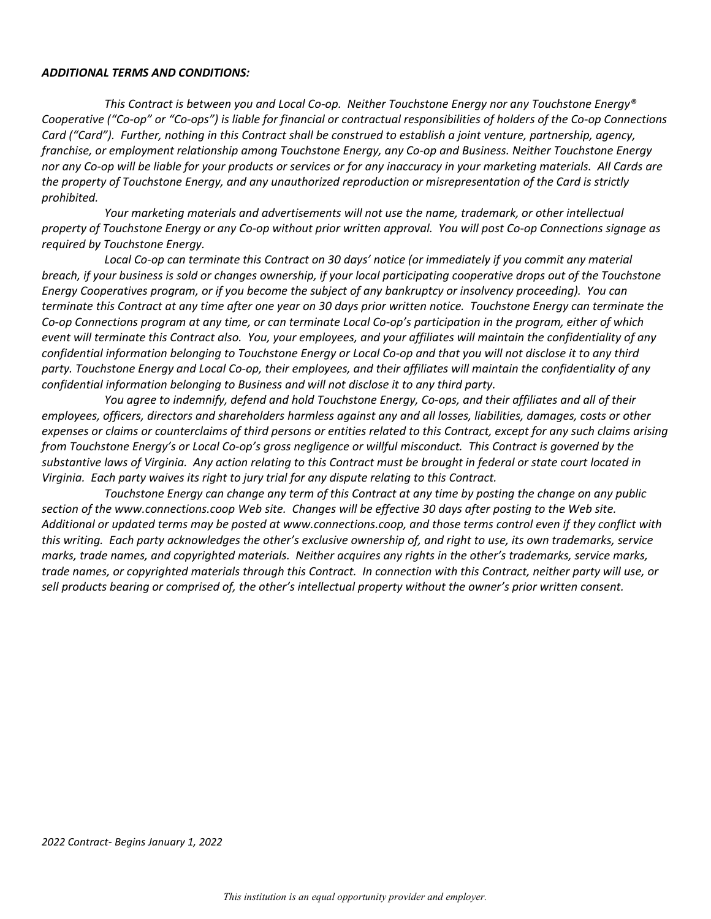***ADDITIONAL TERMS AND CONDITIONS:***

*This Contract is between you and Local Co-op. Neither Touchstone Energy nor any Touchstone Energy® Cooperative ("Co-op" or "Co-ops") is liable for financial or contractual responsibilities of holders of the Co-op Connections Card ("Card"). Further, nothing in this Contract shall be construed to establish a joint venture, partnership, agency, franchise, or employment relationship among Touchstone Energy, any Co-op and Business. Neither Touchstone Energy nor any Co-op will be liable for your products or services or for any inaccuracy in your marketing materials. All Cards are the property of Touchstone Energy, and any unauthorized reproduction or misrepresentation of the Card is strictly prohibited.*

*Your marketing materials and advertisements will not use the name, trademark, or other intellectual property of Touchstone Energy or any Co-op without prior written approval. You will post Co-op Connections signage as required by Touchstone Energy.*

*Local Co-op can terminate this Contract on 30 days' notice (or immediately if you commit any material breach, if your business is sold or changes ownership, if your local participating cooperative drops out of the Touchstone Energy Cooperatives program, or if you become the subject of any bankruptcy or insolvency proceeding). You can terminate this Contract at any time after one year on 30 days prior written notice. Touchstone Energy can terminate the Co-op Connections program at any time, or can terminate Local Co-op's participation in the program, either of which event will terminate this Contract also. You, your employees, and your affiliates will maintain the confidentiality of any confidential information belonging to Touchstone Energy or Local Co-op and that you will not disclose it to any third party. Touchstone Energy and Local Co-op, their employees, and their affiliates will maintain the confidentiality of any confidential information belonging to Business and will not disclose it to any third party.*

*You agree to indemnify, defend and hold Touchstone Energy, Co-ops, and their affiliates and all of their employees, officers, directors and shareholders harmless against any and all losses, liabilities, damages, costs or other expenses or claims or counterclaims of third persons or entities related to this Contract, except for any such claims arising from Touchstone Energy's or Local Co-op's gross negligence or willful misconduct. This Contract is governed by the substantive laws of Virginia. Any action relating to this Contract must be brought in federal or state court located in Virginia. Each party waives its right to jury trial for any dispute relating to this Contract.*

*Touchstone Energy can change any term of this Contract at any time by posting the change on any public section of the www.connections.coop Web site. Changes will be effective 30 days after posting to the Web site. Additional or updated terms may be posted at www.connections.coop, and those terms control even if they conflict with this writing. Each party acknowledges the other's exclusive ownership of, and right to use, its own trademarks, service marks, trade names, and copyrighted materials. Neither acquires any rights in the other's trademarks, service marks, trade names, or copyrighted materials through this Contract. In connection with this Contract, neither party will use, or sell products bearing or comprised of, the other's intellectual property without the owner's prior written consent.*

*2022 Contract- Begins January 1, 2022*

*This institution is an equal opportunity provider and employer.*